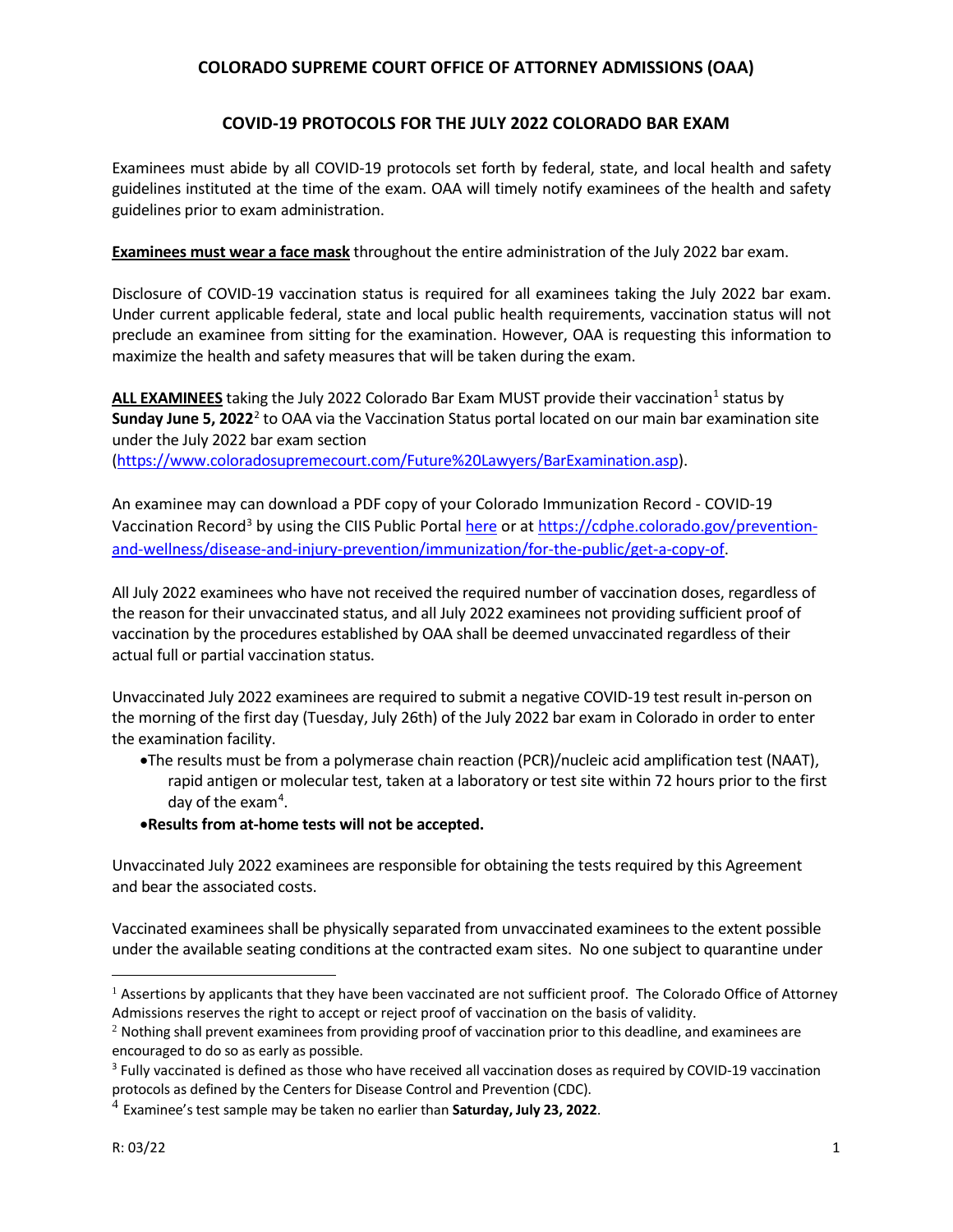## COLORADO SUPREME COURT OFFICE OF ATTORNEY ADMISSIONS (OAA)

## COVID-19 PROTOCOLS FOR THE JULY 2022 COLORADO BAR EXAM

Examinees must abide by all COVID-19 protocols set forth by federal, state, and local health and safety guidelines instituted at the time of the exam. OAA will timely notify examinees of the health and safety guidelines prior to exam administration.

**Examinees must wear a face mask** throughout the entire administration of the July 2022 bar exam.

Disclosure of COVID-19 vaccination status is required for all examinees taking the July 2022 bar exam. Under current applicable federal, state and local public health requirements, vaccination status will not preclude an examinee from sitting for the examination. However, OAA is requesting this information to maximize the health and safety measures that will be taken during the exam.

**ALL EXAMINEES** taking the July 2022 Colorado Bar Exam MUST provide their vaccination[1] status by **Sunday June 5, 2022**[2] to OAA via the Vaccination Status portal located on our main bar examination site under the July 2022 bar exam section (https://www.coloradosupremecourt.com/Future%20Lawyers/BarExamination.asp).

An examinee may can download a PDF copy of your Colorado Immunization Record - COVID-19 Vaccination Record[3] by using the CIIS Public Portal here or at https://cdphe.colorado.gov/prevention-and-wellness/disease-and-injury-prevention/immunization/for-the-public/get-a-copy-of.

All July 2022 examinees who have not received the required number of vaccination doses, regardless of the reason for their unvaccinated status, and all July 2022 examinees not providing sufficient proof of vaccination by the procedures established by OAA shall be deemed unvaccinated regardless of their actual full or partial vaccination status.

Unvaccinated July 2022 examinees are required to submit a negative COVID-19 test result in-person on the morning of the first day (Tuesday, July 26th) of the July 2022 bar exam in Colorado in order to enter the examination facility.

- The results must be from a polymerase chain reaction (PCR)/nucleic acid amplification test (NAAT), rapid antigen or molecular test, taken at a laboratory or test site within 72 hours prior to the first day of the exam[4].
- **Results from at-home tests will not be accepted.**

Unvaccinated July 2022 examinees are responsible for obtaining the tests required by this Agreement and bear the associated costs.

Vaccinated examinees shall be physically separated from unvaccinated examinees to the extent possible under the available seating conditions at the contracted exam sites. No one subject to quarantine under

---

[1] Assertions by applicants that they have been vaccinated are not sufficient proof. The Colorado Office of Attorney Admissions reserves the right to accept or reject proof of vaccination on the basis of validity.

[2] Nothing shall prevent examinees from providing proof of vaccination prior to this deadline, and examinees are encouraged to do so as early as possible.

[3] Fully vaccinated is defined as those who have received all vaccination doses as required by COVID-19 vaccination protocols as defined by the Centers for Disease Control and Prevention (CDC).

[4] Examinee's test sample may be taken no earlier than **Saturday, July 23, 2022**.

R: 03/22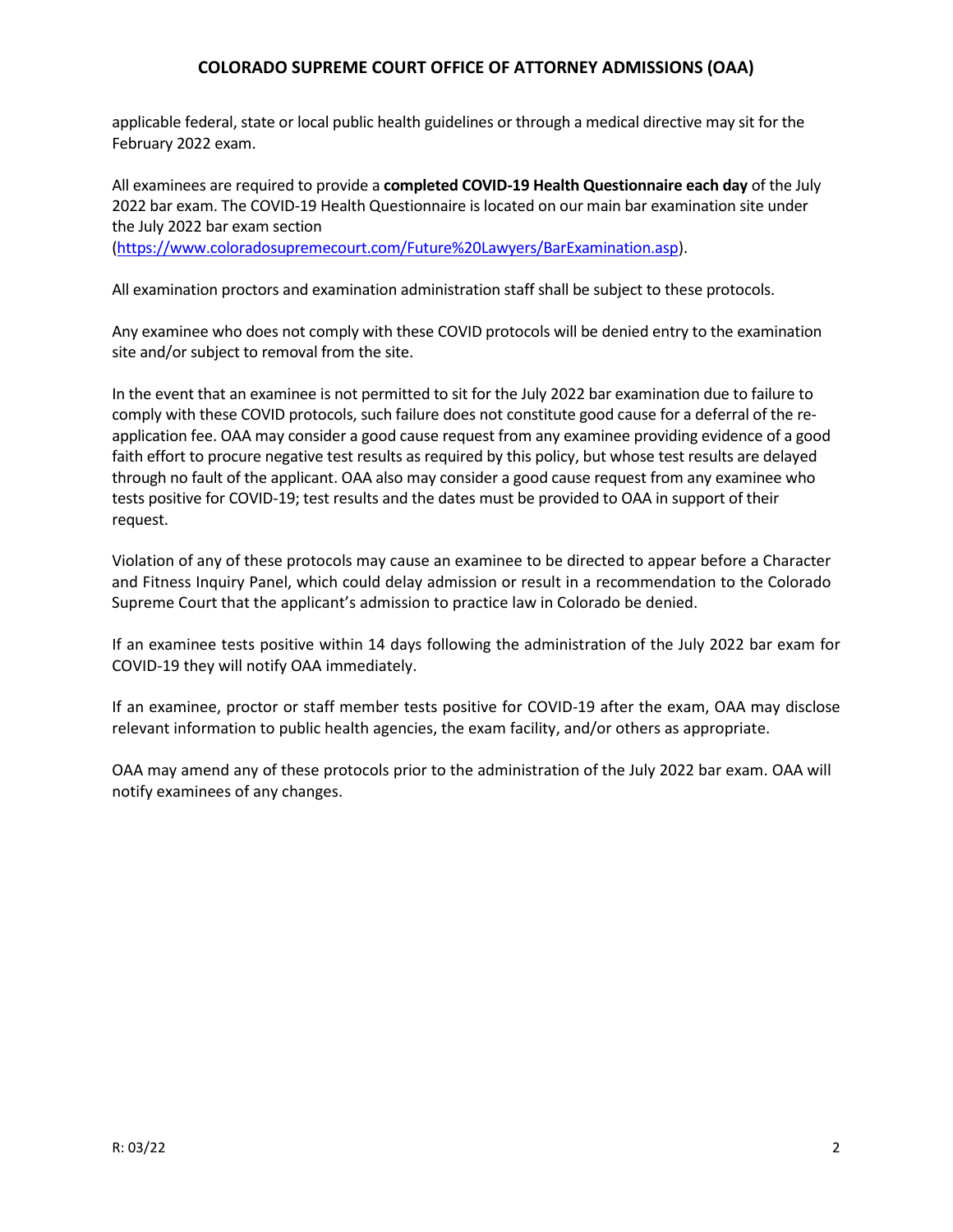applicable federal, state or local public health guidelines or through a medical directive may sit for the February 2022 exam.

All examinees are required to provide a **completed COVID-19 Health Questionnaire each day** of the July 2022 bar exam. The COVID-19 Health Questionnaire is located on our main bar examination site under the July 2022 bar exam section (https://www.coloradosupremecourt.com/Future%20Lawyers/BarExamination.asp).

All examination proctors and examination administration staff shall be subject to these protocols.

Any examinee who does not comply with these COVID protocols will be denied entry to the examination site and/or subject to removal from the site.

In the event that an examinee is not permitted to sit for the July 2022 bar examination due to failure to comply with these COVID protocols, such failure does not constitute good cause for a deferral of the re-application fee. OAA may consider a good cause request from any examinee providing evidence of a good faith effort to procure negative test results as required by this policy, but whose test results are delayed through no fault of the applicant. OAA also may consider a good cause request from any examinee who tests positive for COVID-19; test results and the dates must be provided to OAA in support of their request.

Violation of any of these protocols may cause an examinee to be directed to appear before a Character and Fitness Inquiry Panel, which could delay admission or result in a recommendation to the Colorado Supreme Court that the applicant's admission to practice law in Colorado be denied.

If an examinee tests positive within 14 days following the administration of the July 2022 bar exam for COVID-19 they will notify OAA immediately.

If an examinee, proctor or staff member tests positive for COVID-19 after the exam, OAA may disclose relevant information to public health agencies, the exam facility, and/or others as appropriate.

OAA may amend any of these protocols prior to the administration of the July 2022 bar exam. OAA will notify examinees of any changes.

R: 03/22